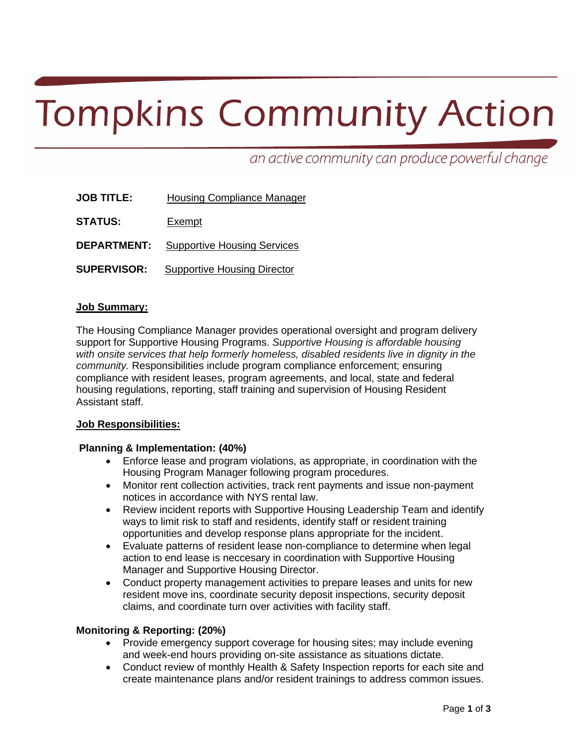# Tompkins Community Action

*an active community can produce powerful change*

**JOB TITLE:** Housing Compliance Manager

**STATUS:** Exempt

**DEPARTMENT:** Supportive Housing Services

**SUPERVISOR:** Supportive Housing Director

## Job Summary:

The Housing Compliance Manager provides operational oversight and program delivery support for Supportive Housing Programs. *Supportive Housing is affordable housing with onsite services that help formerly homeless, disabled residents live in dignity in the community.* Responsibilities include program compliance enforcement; ensuring compliance with resident leases, program agreements, and local, state and federal housing regulations, reporting, staff training and supervision of Housing Resident Assistant staff.

## Job Responsibilities:

### Planning & Implementation: (40%)

- Enforce lease and program violations, as appropriate, in coordination with the Housing Program Manager following program procedures.
- Monitor rent collection activities, track rent payments and issue non-payment notices in accordance with NYS rental law.
- Review incident reports with Supportive Housing Leadership Team and identify ways to limit risk to staff and residents, identify staff or resident training opportunities and develop response plans appropriate for the incident.
- Evaluate patterns of resident lease non-compliance to determine when legal action to end lease is neccesary in coordination with Supportive Housing Manager and Supportive Housing Director.
- Conduct property management activities to prepare leases and units for new resident move ins, coordinate security deposit inspections, security deposit claims, and coordinate turn over activities with facility staff.

### Monitoring & Reporting: (20%)

- Provide emergency support coverage for housing sites; may include evening and week-end hours providing on-site assistance as situations dictate.
- Conduct review of monthly Health & Safety Inspection reports for each site and create maintenance plans and/or resident trainings to address common issues.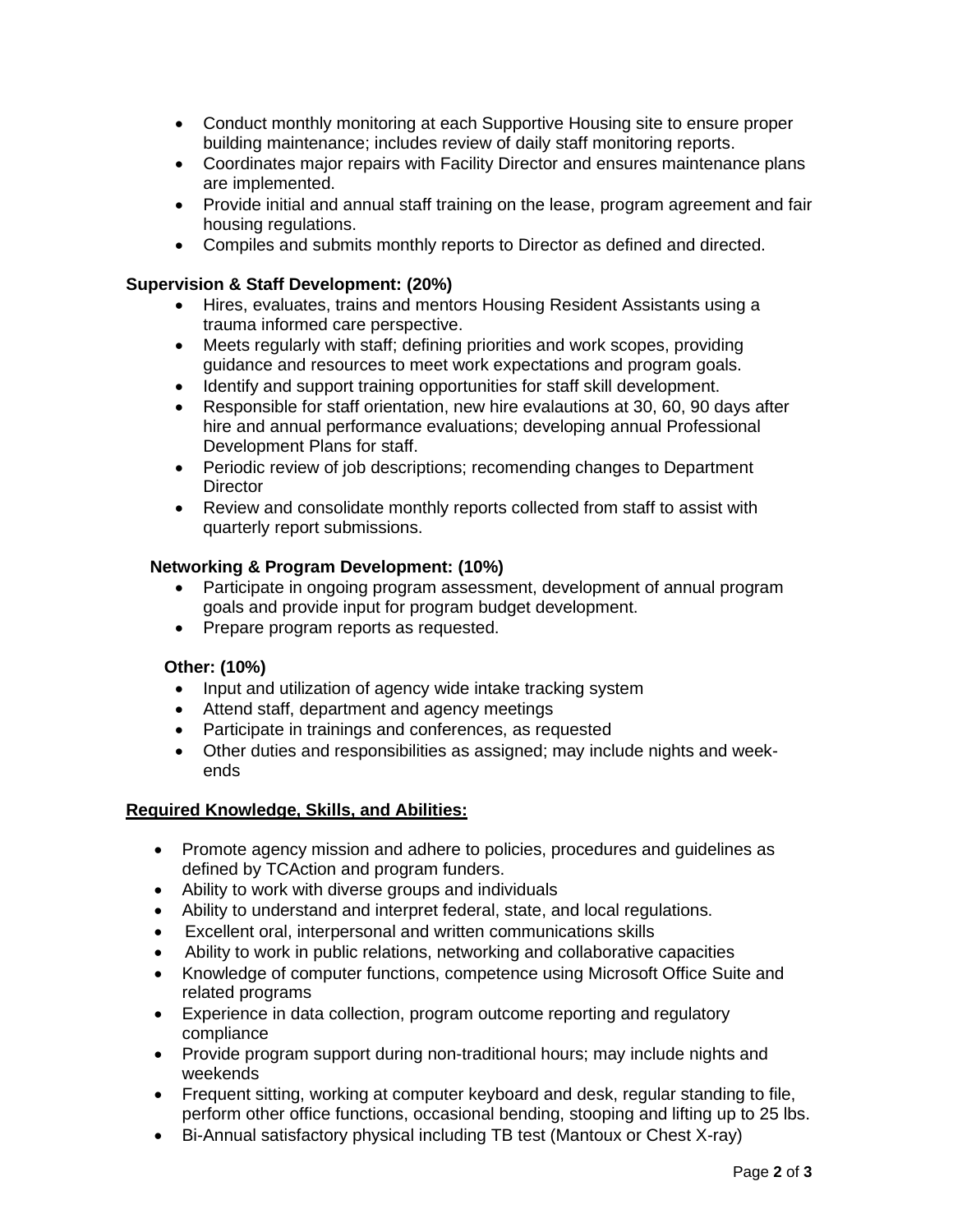- Conduct monthly monitoring at each Supportive Housing site to ensure proper building maintenance; includes review of daily staff monitoring reports.
- Coordinates major repairs with Facility Director and ensures maintenance plans are implemented.
- Provide initial and annual staff training on the lease, program agreement and fair housing regulations.
- Compiles and submits monthly reports to Director as defined and directed.

**Supervision & Staff Development: (20%)**

- Hires, evaluates, trains and mentors Housing Resident Assistants using a trauma informed care perspective.
- Meets regularly with staff; defining priorities and work scopes, providing guidance and resources to meet work expectations and program goals.
- Identify and support training opportunities for staff skill development.
- Responsible for staff orientation, new hire evalautions at 30, 60, 90 days after hire and annual performance evaluations; developing annual Professional Development Plans for staff.
- Periodic review of job descriptions; recomending changes to Department Director
- Review and consolidate monthly reports collected from staff to assist with quarterly report submissions.

**Networking & Program Development: (10%)**

- Participate in ongoing program assessment, development of annual program goals and provide input for program budget development.
- Prepare program reports as requested.

**Other: (10%)**

- Input and utilization of agency wide intake tracking system
- Attend staff, department and agency meetings
- Participate in trainings and conferences, as requested
- Other duties and responsibilities as assigned; may include nights and week-ends

**Required Knowledge, Skills, and Abilities:**

- Promote agency mission and adhere to policies, procedures and guidelines as defined by TCAction and program funders.
- Ability to work with diverse groups and individuals
- Ability to understand and interpret federal, state, and local regulations.
- Excellent oral, interpersonal and written communications skills
- Ability to work in public relations, networking and collaborative capacities
- Knowledge of computer functions, competence using Microsoft Office Suite and related programs
- Experience in data collection, program outcome reporting and regulatory compliance
- Provide program support during non-traditional hours; may include nights and weekends
- Frequent sitting, working at computer keyboard and desk, regular standing to file, perform other office functions, occasional bending, stooping and lifting up to 25 lbs.
- Bi-Annual satisfactory physical including TB test (Mantoux or Chest X-ray)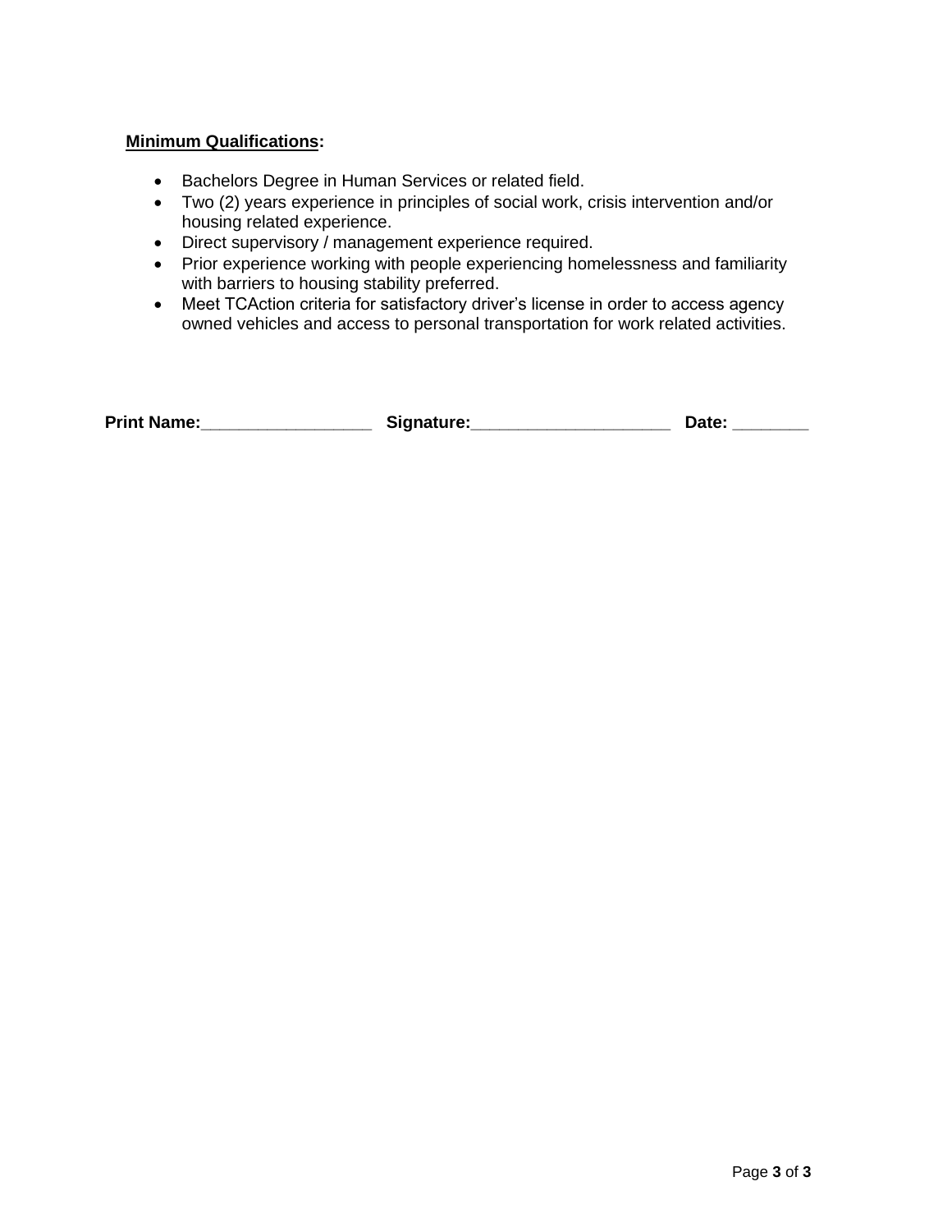**<u>Minimum Qualifications</u>:**

- Bachelors Degree in Human Services or related field.
- Two (2) years experience in principles of social work, crisis intervention and/or housing related experience.
- Direct supervisory / management experience required.
- Prior experience working with people experiencing homelessness and familiarity with barriers to housing stability preferred.
- Meet TCAction criteria for satisfactory driver's license in order to access agency owned vehicles and access to personal transportation for work related activities.

**Print Name:**__________________ **Signature:**_____________________ **Date:** ________